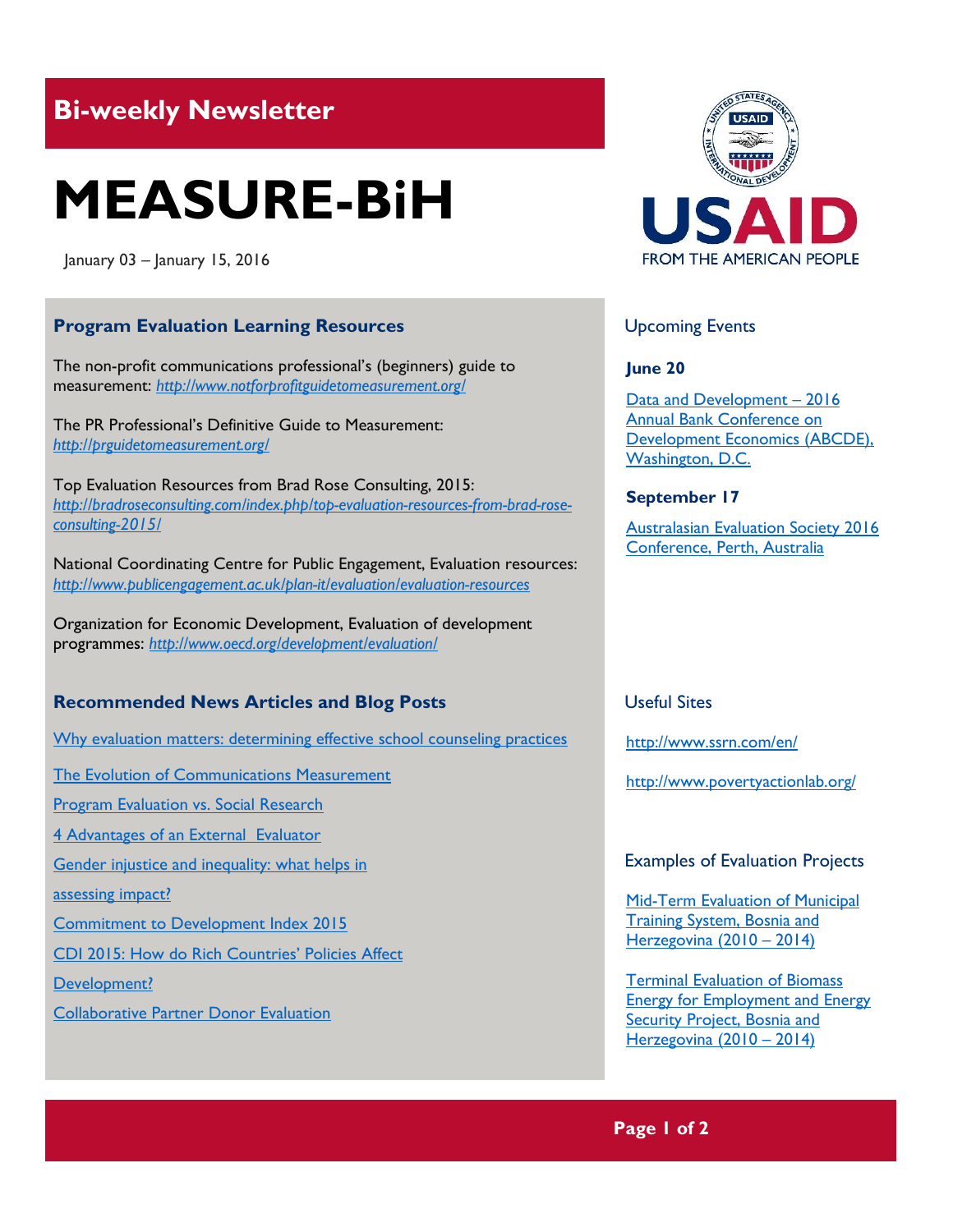# Bi-weekly Newsletter

# MEASURE-BiH

January 03 – January 15, 2016

USAID
FROM THE AMERICAN PEOPLE

## Program Evaluation Learning Resources

The non-profit communications professional's (beginners) guide to measurement: *http://www.notforprofitguidetomeasurement.org/*

The PR Professional's Definitive Guide to Measurement: *http://prguidetomeasurement.org/*

Top Evaluation Resources from Brad Rose Consulting, 2015: *http://bradroseconsulting.com/index.php/top-evaluation-resources-from-brad-rose-consulting-2015/*

National Coordinating Centre for Public Engagement, Evaluation resources: *http://www.publicengagement.ac.uk/plan-it/evaluation/evaluation-resources*

Organization for Economic Development, Evaluation of development programmes: *http://www.oecd.org/development/evaluation/*

## Recommended News Articles and Blog Posts

Why evaluation matters: determining effective school counseling practices

The Evolution of Communications Measurement

Program Evaluation vs. Social Research

4 Advantages of an External Evaluator

Gender injustice and inequality: what helps in assessing impact?

Commitment to Development Index 2015

CDI 2015: How do Rich Countries' Policies Affect Development?

Collaborative Partner Donor Evaluation

## Upcoming Events

**June 20**

Data and Development – 2016 Annual Bank Conference on Development Economics (ABCDE), Washington, D.C.

**September 17**

Australasian Evaluation Society 2016 Conference, Perth, Australia

## Useful Sites

http://www.ssrn.com/en/

http://www.povertyactionlab.org/

## Examples of Evaluation Projects

Mid-Term Evaluation of Municipal Training System, Bosnia and Herzegovina (2010 – 2014)

Terminal Evaluation of Biomass Energy for Employment and Energy Security Project, Bosnia and Herzegovina (2010 – 2014)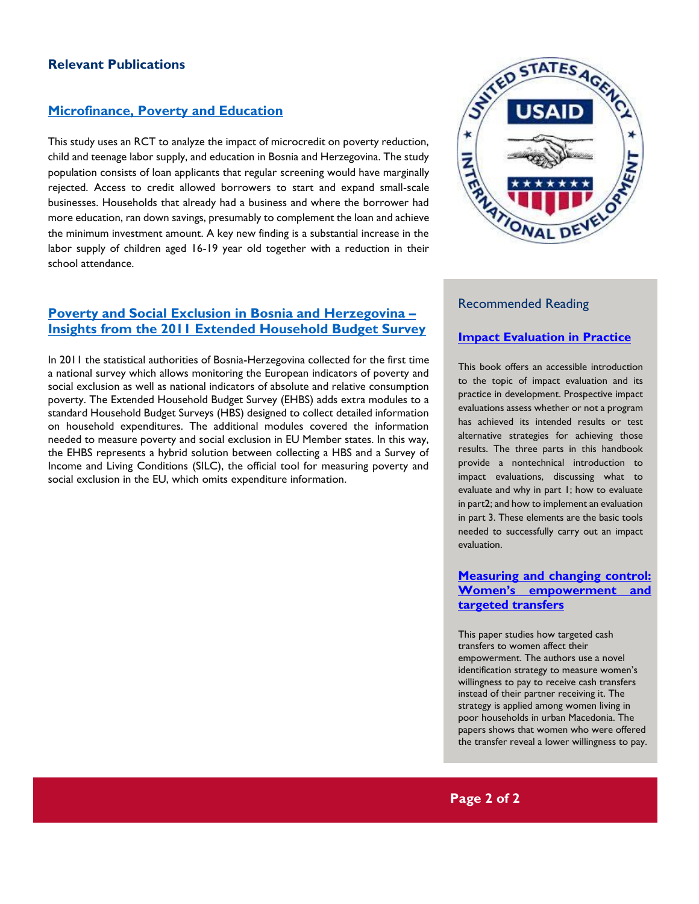## Relevant Publications

### [Microfinance, Poverty and Education]

This study uses an RCT to analyze the impact of microcredit on poverty reduction, child and teenage labor supply, and education in Bosnia and Herzegovina. The study population consists of loan applicants that regular screening would have marginally rejected. Access to credit allowed borrowers to start and expand small-scale businesses. Households that already had a business and where the borrower had more education, ran down savings, presumably to complement the loan and achieve the minimum investment amount. A key new finding is a substantial increase in the labor supply of children aged 16-19 year old together with a reduction in their school attendance.

### [Poverty and Social Exclusion in Bosnia and Herzegovina – Insights from the 2011 Extended Household Budget Survey]

In 2011 the statistical authorities of Bosnia-Herzegovina collected for the first time a national survey which allows monitoring the European indicators of poverty and social exclusion as well as national indicators of absolute and relative consumption poverty. The Extended Household Budget Survey (EHBS) adds extra modules to a standard Household Budget Surveys (HBS) designed to collect detailed information on household expenditures. The additional modules covered the information needed to measure poverty and social exclusion in EU Member states. In this way, the EHBS represents a hybrid solution between collecting a HBS and a Survey of Income and Living Conditions (SILC), the official tool for measuring poverty and social exclusion in the EU, which omits expenditure information.

## Recommended Reading

### [Impact Evaluation in Practice]

This book offers an accessible introduction to the topic of impact evaluation and its practice in development. Prospective impact evaluations assess whether or not a program has achieved its intended results or test alternative strategies for achieving those results. The three parts in this handbook provide a nontechnical introduction to impact evaluations, discussing what to evaluate and why in part 1; how to evaluate in part2; and how to implement an evaluation in part 3. These elements are the basic tools needed to successfully carry out an impact evaluation.

### [Measuring and changing control: Women's empowerment and targeted transfers]

This paper studies how targeted cash transfers to women affect their empowerment. The authors use a novel identification strategy to measure women's willingness to pay to receive cash transfers instead of their partner receiving it. The strategy is applied among women living in poor households in urban Macedonia. The papers shows that women who were offered the transfer reveal a lower willingness to pay.